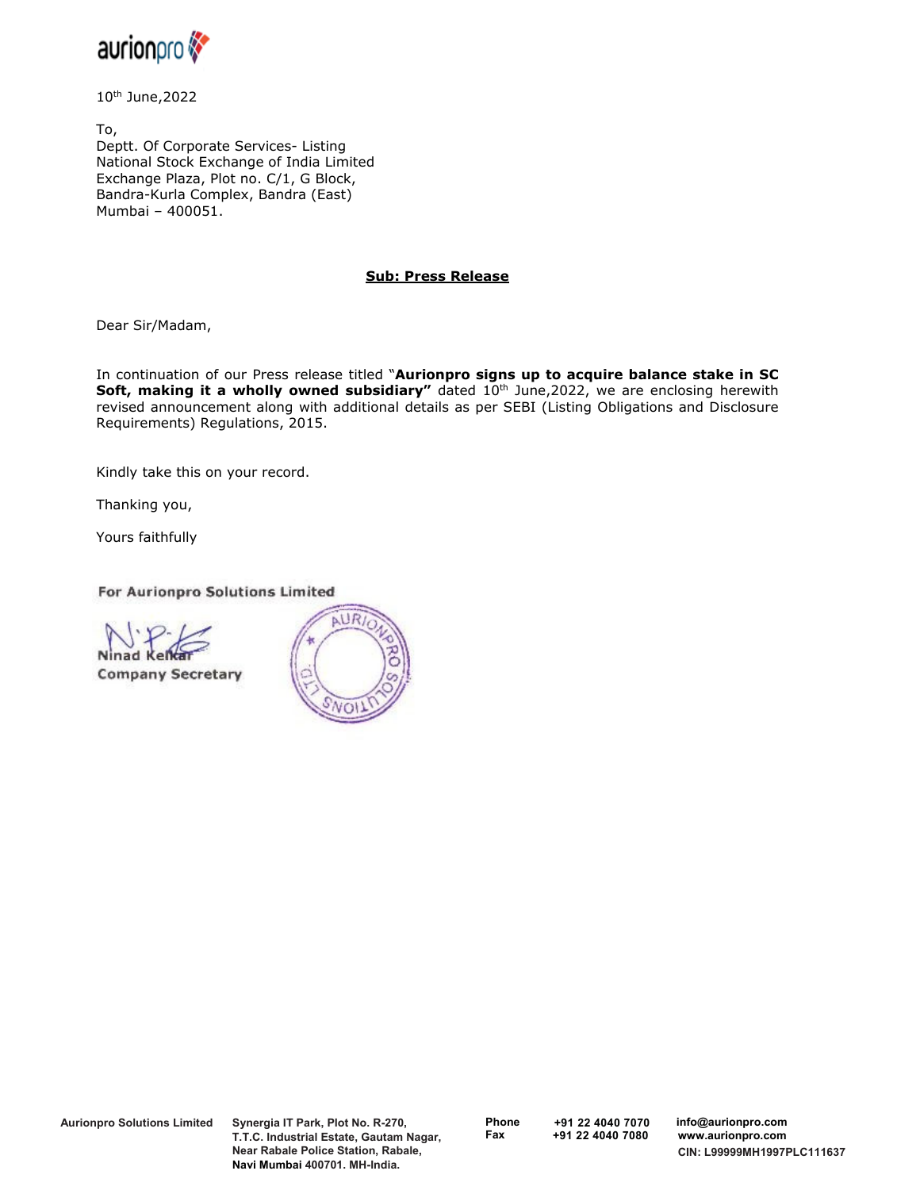aurionpro

10th June,2022

To,
Deptt. Of Corporate Services- Listing
National Stock Exchange of India Limited
Exchange Plaza, Plot no. C/1, G Block,
Bandra-Kurla Complex, Bandra (East)
Mumbai – 400051.

**Sub: Press Release**

Dear Sir/Madam,

In continuation of our Press release titled "**Aurionpro signs up to acquire balance stake in SC Soft, making it a wholly owned subsidiary"** dated 10th June,2022, we are enclosing herewith revised announcement along with additional details as per SEBI (Listing Obligations and Disclosure Requirements) Regulations, 2015.

Kindly take this on your record.

Thanking you,

Yours faithfully

For Aurionpro Solutions Limited

Ninad Kelkar
Company Secretary

Aurionpro Solutions Limited | Synergia IT Park, Plot No. R-270, T.T.C. Industrial Estate, Gautam Nagar, Near Rabale Police Station, Rabale, Navi Mumbai 400701. MH-India. | Phone +91 22 4040 7070 | Fax +91 22 4040 7080 | info@aurionpro.com | www.aurionpro.com | CIN: L99999MH1997PLC111637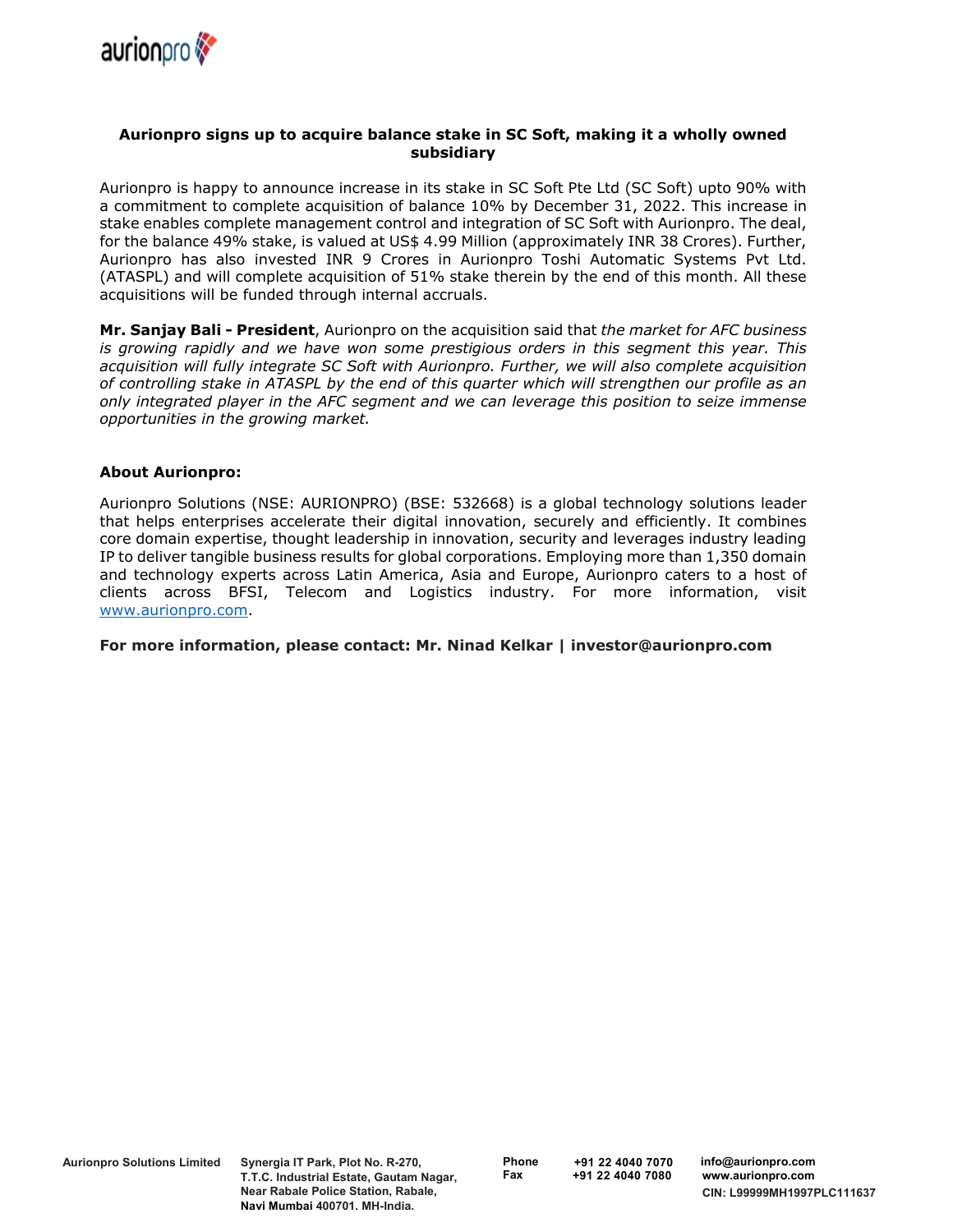**Aurionpro signs up to acquire balance stake in SC Soft, making it a wholly owned subsidiary**

Aurionpro is happy to announce increase in its stake in SC Soft Pte Ltd (SC Soft) upto 90% with a commitment to complete acquisition of balance 10% by December 31, 2022. This increase in stake enables complete management control and integration of SC Soft with Aurionpro. The deal, for the balance 49% stake, is valued at US$ 4.99 Million (approximately INR 38 Crores). Further, Aurionpro has also invested INR 9 Crores in Aurionpro Toshi Automatic Systems Pvt Ltd. (ATASPL) and will complete acquisition of 51% stake therein by the end of this month. All these acquisitions will be funded through internal accruals.

**Mr. Sanjay Bali - President**, Aurionpro on the acquisition said that *the market for AFC business is growing rapidly and we have won some prestigious orders in this segment this year. This acquisition will fully integrate SC Soft with Aurionpro. Further, we will also complete acquisition of controlling stake in ATASPL by the end of this quarter which will strengthen our profile as an only integrated player in the AFC segment and we can leverage this position to seize immense opportunities in the growing market.*

**About Aurionpro:**

Aurionpro Solutions (NSE: AURIONPRO) (BSE: 532668) is a global technology solutions leader that helps enterprises accelerate their digital innovation, securely and efficiently. It combines core domain expertise, thought leadership in innovation, security and leverages industry leading IP to deliver tangible business results for global corporations. Employing more than 1,350 domain and technology experts across Latin America, Asia and Europe, Aurionpro caters to a host of clients across BFSI, Telecom and Logistics industry. For more information, visit www.aurionpro.com.

**For more information, please contact: Mr. Ninad Kelkar | investor@aurionpro.com**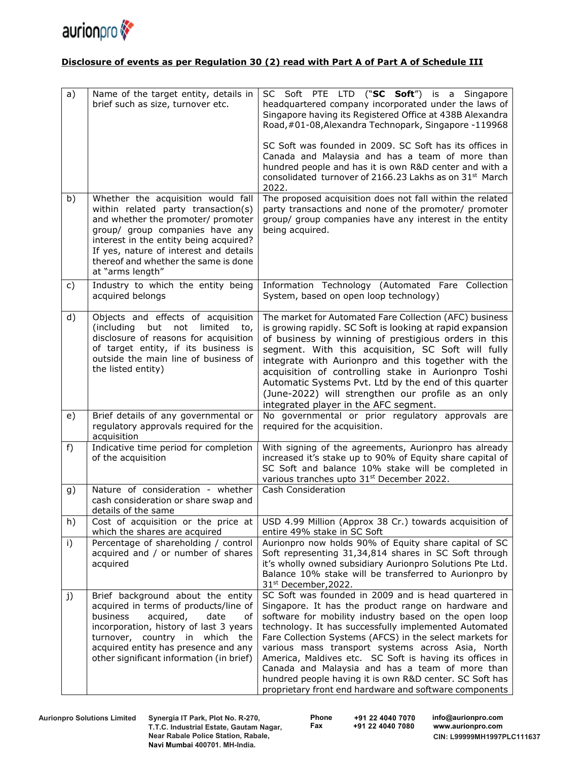**Disclosure of events as per Regulation 30 (2) read with Part A of Part A of Schedule III**

| | | |
|---|---|---|
| a) | Name of the target entity, details in brief such as size, turnover etc. | SC Soft PTE LTD ("**SC Soft**") is a Singapore headquartered company incorporated under the laws of Singapore having its Registered Office at 438B Alexandra Road,#01-08,Alexandra Technopark, Singapore -119968<br><br>SC Soft was founded in 2009. SC Soft has its offices in Canada and Malaysia and has a team of more than hundred people and has it is own R&D center and with a consolidated turnover of 2166.23 Lakhs as on 31st March 2022. |
| b) | Whether the acquisition would fall within related party transaction(s) and whether the promoter/ promoter group/ group companies have any interest in the entity being acquired? If yes, nature of interest and details thereof and whether the same is done at "arms length" | The proposed acquisition does not fall within the related party transactions and none of the promoter/ promoter group/ group companies have any interest in the entity being acquired. |
| c) | Industry to which the entity being acquired belongs | Information Technology (Automated Fare Collection System, based on open loop technology) |
| d) | Objects and effects of acquisition (including but not limited to, disclosure of reasons for acquisition of target entity, if its business is outside the main line of business of the listed entity) | The market for Automated Fare Collection (AFC) business is growing rapidly. SC Soft is looking at rapid expansion of business by winning of prestigious orders in this segment. With this acquisition, SC Soft will fully integrate with Aurionpro and this together with the acquisition of controlling stake in Aurionpro Toshi Automatic Systems Pvt. Ltd by the end of this quarter (June-2022) will strengthen our profile as an only integrated player in the AFC segment. |
| e) | Brief details of any governmental or regulatory approvals required for the acquisition | No governmental or prior regulatory approvals are required for the acquisition. |
| f) | Indicative time period for completion of the acquisition | With signing of the agreements, Aurionpro has already increased it's stake up to 90% of Equity share capital of SC Soft and balance 10% stake will be completed in various tranches upto 31st December 2022. |
| g) | Nature of consideration - whether cash consideration or share swap and details of the same | Cash Consideration |
| h) | Cost of acquisition or the price at which the shares are acquired | USD 4.99 Million (Approx 38 Cr.) towards acquisition of entire 49% stake in SC Soft |
| i) | Percentage of shareholding / control acquired and / or number of shares acquired | Aurionpro now holds 90% of Equity share capital of SC Soft representing 31,34,814 shares in SC Soft through it's wholly owned subsidiary Aurionpro Solutions Pte Ltd. Balance 10% stake will be transferred to Aurionpro by 31st December,2022. |
| j) | Brief background about the entity acquired in terms of products/line of business acquired, date of incorporation, history of last 3 years turnover, country in which the acquired entity has presence and any other significant information (in brief) | SC Soft was founded in 2009 and is head quartered in Singapore. It has the product range on hardware and software for mobility industry based on the open loop technology. It has successfully implemented Automated Fare Collection Systems (AFCS) in the select markets for various mass transport systems across Asia, North America, Maldives etc. SC Soft is having its offices in Canada and Malaysia and has a team of more than hundred people having it is own R&D center. SC Soft has proprietary front end hardware and software components |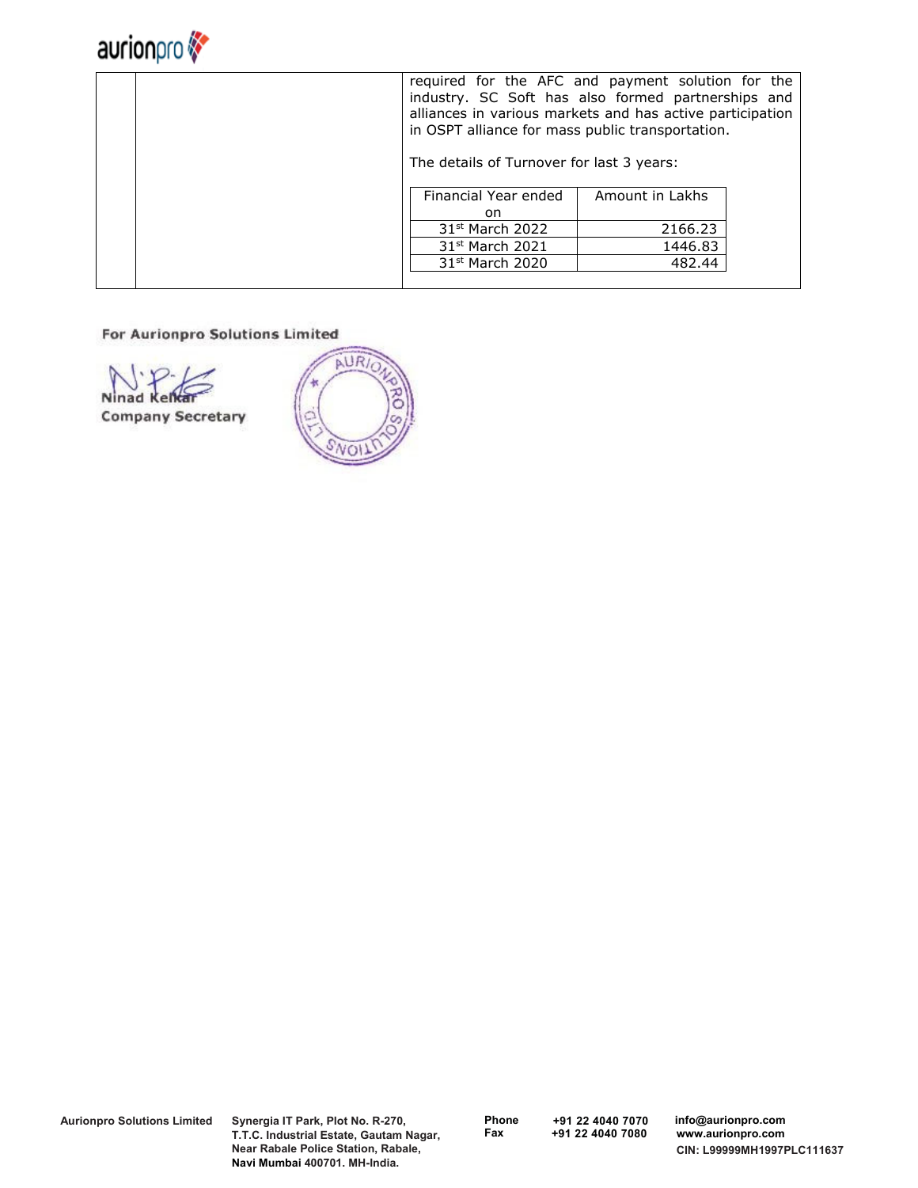| | | |
|---|---|---|
| | | required for the AFC and payment solution for the industry. SC Soft has also formed partnerships and alliances in various markets and has active participation in OSPT alliance for mass public transportation.<br><br>The details of Turnover for last 3 years:<br><br>Financial Year ended on / Amount in Lakhs<br>31st March 2022 / 2166.23<br>31st March 2021 / 1446.83<br>31st March 2020 / 482.44 |

| Financial Year ended on | Amount in Lakhs |
|---|---|
| 31st March 2022 | 2166.23 |
| 31st March 2021 | 1446.83 |
| 31st March 2020 | 482.44 |

**For Aurionpro Solutions Limited**

**Ninad Kelkar**
**Company Secretary**